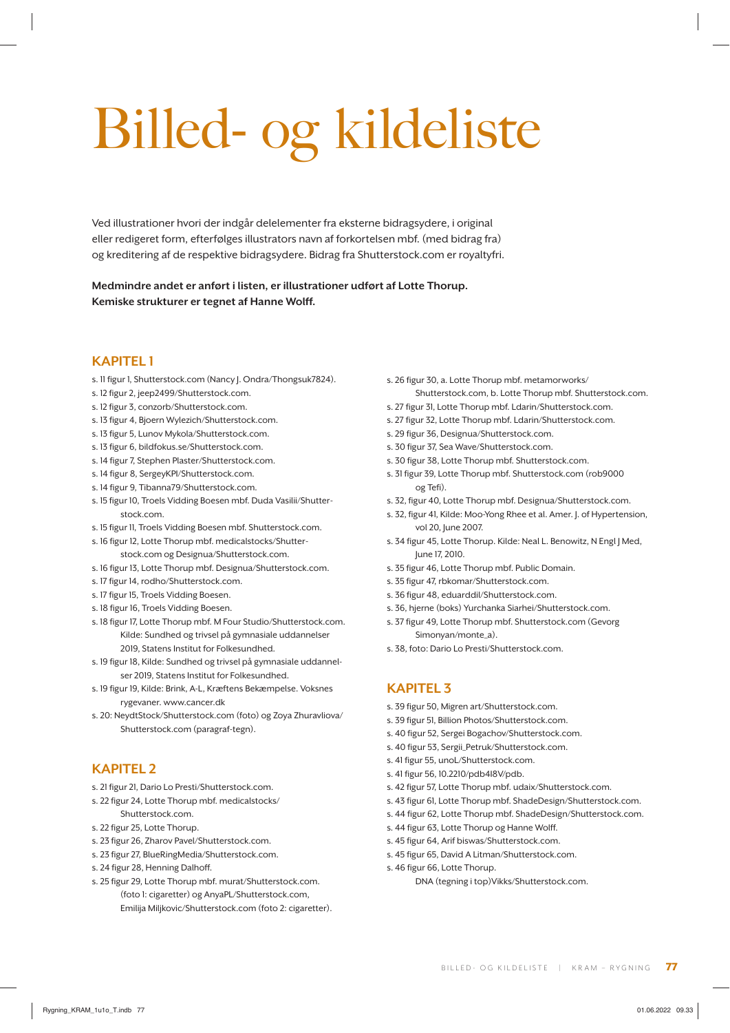# Billed- og kildeliste

Ved illustrationer hvori der indgår delelementer fra eksterne bidragsydere, i original eller redigeret form, efterfølges illustrators navn af forkortelsen mbf. (med bidrag fra) og kreditering af de respektive bidragsydere. Bidrag fra Shutterstock.com er royaltyfri.

**Medmindre andet er anført i listen, er illustrationer udført af Lotte Thorup. Kemiske strukturer er tegnet af Hanne Wolff.**

## KAPITEL 1

- s. 11 figur 1, Shutterstock.com (Nancy J. Ondra/Thongsuk7824).
- s. 12 figur 2, jeep2499/Shutterstock.com.
- s. 12 figur 3, conzorb/Shutterstock.com.
- s. 13 figur 4, Bjoern Wylezich/Shutterstock.com.
- s. 13 figur 5, Lunov Mykola/Shutterstock.com.
- s. 13 figur 6, bildfokus.se/Shutterstock.com.
- s. 14 figur 7, Stephen Plaster/Shutterstock.com.
- s. 14 figur 8, SergeyKPI/Shutterstock.com.
- s. 14 figur 9, Tibanna79/Shutterstock.com.
- s. 15 figur 10, Troels Vidding Boesen mbf. Duda Vasilii/Shutterstock.com.
- s. 15 figur 11, Troels Vidding Boesen mbf. Shutterstock.com.
- s. 16 figur 12, Lotte Thorup mbf. medicalstocks/Shutterstock.com og Designua/Shutterstock.com.
- s. 16 figur 13, Lotte Thorup mbf. Designua/Shutterstock.com.
- s. 17 figur 14, rodho/Shutterstock.com.
- s. 17 figur 15, Troels Vidding Boesen.
- s. 18 figur 16, Troels Vidding Boesen.
- s. 18 figur 17, Lotte Thorup mbf. M Four Studio/Shutterstock.com. Kilde: Sundhed og trivsel på gymnasiale uddannelser 2019, Statens Institut for Folkesundhed.
- s. 19 figur 18, Kilde: Sundhed og trivsel på gymnasiale uddannelser 2019, Statens Institut for Folkesundhed.
- s. 19 figur 19, Kilde: Brink, A-L, Kræftens Bekæmpelse. Voksnes rygevaner. www.cancer.dk
- s. 20: NeydtStock/Shutterstock.com (foto) og Zoya Zhuravliova/Shutterstock.com (paragraf-tegn).

## KAPITEL 2

- s. 21 figur 21, Dario Lo Presti/Shutterstock.com.
- s. 22 figur 24, Lotte Thorup mbf. medicalstocks/Shutterstock.com.
- s. 22 figur 25, Lotte Thorup.
- s. 23 figur 26, Zharov Pavel/Shutterstock.com.
- s. 23 figur 27, BlueRingMedia/Shutterstock.com.
- s. 24 figur 28, Henning Dalhoff.
- s. 25 figur 29, Lotte Thorup mbf. murat/Shutterstock.com. (foto 1: cigaretter) og AnyaPL/Shutterstock.com, Emilija Miljkovic/Shutterstock.com (foto 2: cigaretter).
- s. 26 figur 30, a. Lotte Thorup mbf. metamorworks/Shutterstock.com, b. Lotte Thorup mbf. Shutterstock.com.
- s. 27 figur 31, Lotte Thorup mbf. Ldarin/Shutterstock.com.
- s. 27 figur 32, Lotte Thorup mbf. Ldarin/Shutterstock.com.
- s. 29 figur 36, Designua/Shutterstock.com.
- s. 30 figur 37, Sea Wave/Shutterstock.com.
- s. 30 figur 38, Lotte Thorup mbf. Shutterstock.com.
- s. 31 figur 39, Lotte Thorup mbf. Shutterstock.com (rob9000 og Tefi).
- s. 32, figur 40, Lotte Thorup mbf. Designua/Shutterstock.com.
- s. 32, figur 41, Kilde: Moo-Yong Rhee et al. Amer. J. of Hypertension, vol 20, June 2007.
- s. 34 figur 45, Lotte Thorup. Kilde: Neal L. Benowitz, N Engl J Med, June 17, 2010.
- s. 35 figur 46, Lotte Thorup mbf. Public Domain.
- s. 35 figur 47, rbkomar/Shutterstock.com.
- s. 36 figur 48, eduarddil/Shutterstock.com.
- s. 36, hjerne (boks) Yurchanka Siarhei/Shutterstock.com.
- s. 37 figur 49, Lotte Thorup mbf. Shutterstock.com (Gevorg Simonyan/monte_a).
- s. 38, foto: Dario Lo Presti/Shutterstock.com.

## KAPITEL 3

- s. 39 figur 50, Migren art/Shutterstock.com.
- s. 39 figur 51, Billion Photos/Shutterstock.com.
- s. 40 figur 52, Sergei Bogachov/Shutterstock.com.
- s. 40 figur 53, Sergii_Petruk/Shutterstock.com.
- s. 41 figur 55, unoL/Shutterstock.com.
- s. 41 figur 56, 10.2210/pdb4I8V/pdb.
- s. 42 figur 57, Lotte Thorup mbf. udaix/Shutterstock.com.
- s. 43 figur 61, Lotte Thorup mbf. ShadeDesign/Shutterstock.com.
- s. 44 figur 62, Lotte Thorup mbf. ShadeDesign/Shutterstock.com.
- s. 44 figur 63, Lotte Thorup og Hanne Wolff.
- s. 45 figur 64, Arif biswas/Shutterstock.com.
- s. 45 figur 65, David A Litman/Shutterstock.com.
- s. 46 figur 66, Lotte Thorup. DNA (tegning i top)Vikks/Shutterstock.com.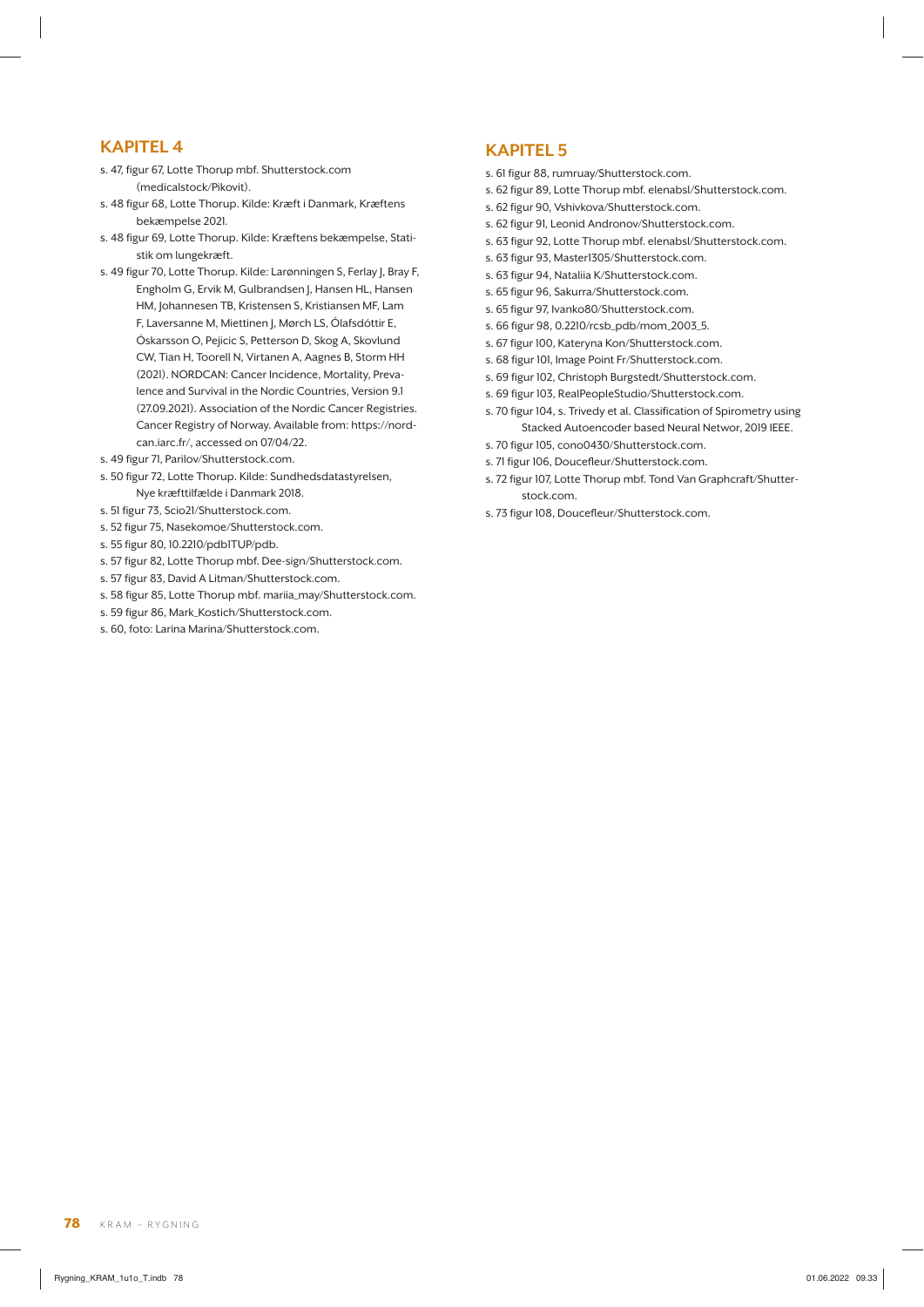## KAPITEL 4

s. 47, figur 67, Lotte Thorup mbf. Shutterstock.com (medicalstock/Pikovit).

s. 48 figur 68, Lotte Thorup. Kilde: Kræft i Danmark, Kræftens bekæmpelse 2021.

s. 48 figur 69, Lotte Thorup. Kilde: Kræftens bekæmpelse, Statistik om lungekræft.

s. 49 figur 70, Lotte Thorup. Kilde: Larønningen S, Ferlay J, Bray F, Engholm G, Ervik M, Gulbrandsen J, Hansen HL, Hansen HM, Johannesen TB, Kristensen S, Kristiansen MF, Lam F, Laversanne M, Miettinen J, Mørch LS, Ólafsdóttir E, Óskarsson O, Pejicic S, Petterson D, Skog A, Skovlund CW, Tian H, Toorell N, Virtanen A, Aagnes B, Storm HH (2021). NORDCAN: Cancer Incidence, Mortality, Prevalence and Survival in the Nordic Countries, Version 9.1 (27.09.2021). Association of the Nordic Cancer Registries. Cancer Registry of Norway. Available from: https://nordcan.iarc.fr/, accessed on 07/04/22.

s. 49 figur 71, Parilov/Shutterstock.com.

s. 50 figur 72, Lotte Thorup. Kilde: Sundhedsdatastyrelsen, Nye kræfttilfælde i Danmark 2018.

s. 51 figur 73, Scio21/Shutterstock.com.

s. 52 figur 75, Nasekomoe/Shutterstock.com.

s. 55 figur 80, 10.2210/pdb1TUP/pdb.

s. 57 figur 82, Lotte Thorup mbf. Dee-sign/Shutterstock.com.

s. 57 figur 83, David A Litman/Shutterstock.com.

s. 58 figur 85, Lotte Thorup mbf. mariia_may/Shutterstock.com.

s. 59 figur 86, Mark_Kostich/Shutterstock.com.

s. 60, foto: Larina Marina/Shutterstock.com.

## KAPITEL 5

s. 61 figur 88, rumruay/Shutterstock.com.

s. 62 figur 89, Lotte Thorup mbf. elenabsl/Shutterstock.com.

s. 62 figur 90, Vshivkova/Shutterstock.com.

s. 62 figur 91, Leonid Andronov/Shutterstock.com.

s. 63 figur 92, Lotte Thorup mbf. elenabsl/Shutterstock.com.

s. 63 figur 93, Master1305/Shutterstock.com.

s. 63 figur 94, Nataliia K/Shutterstock.com.

s. 65 figur 96, Sakurra/Shutterstock.com.

s. 65 figur 97, Ivanko80/Shutterstock.com.

s. 66 figur 98, 0.2210/rcsb_pdb/mom_2003_5.

s. 67 figur 100, Kateryna Kon/Shutterstock.com.

s. 68 figur 101, Image Point Fr/Shutterstock.com.

s. 69 figur 102, Christoph Burgstedt/Shutterstock.com.

s. 69 figur 103, RealPeopleStudio/Shutterstock.com.

s. 70 figur 104, s. Trivedy et al. Classification of Spirometry using Stacked Autoencoder based Neural Networ, 2019 IEEE.

s. 70 figur 105, cono0430/Shutterstock.com.

s. 71 figur 106, Doucefleur/Shutterstock.com.

s. 72 figur 107, Lotte Thorup mbf. Tond Van Graphcraft/Shutterstock.com.

s. 73 figur 108, Doucefleur/Shutterstock.com.